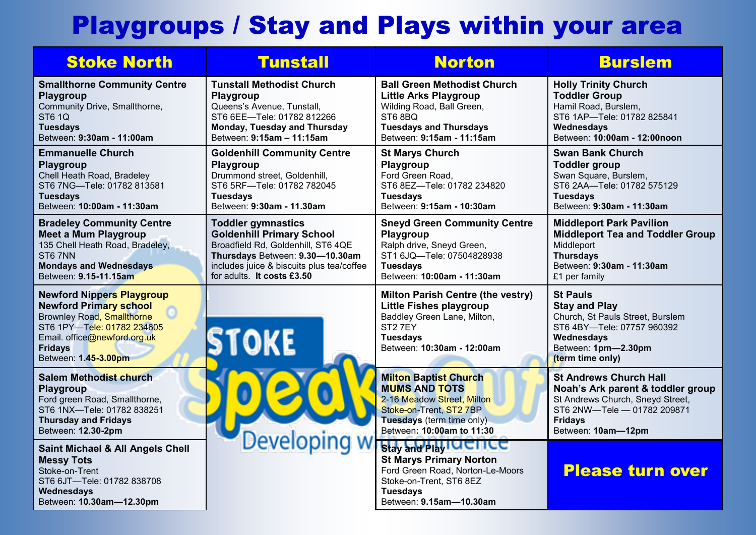# Playgroups / Stay and Plays within your area

| Stoke North | Tunstall | Norton | Burslem |
|---|---|---|---|
| **Smallthorne Community Centre Playgroup**<br>Community Drive, Smallthorne, ST6 1Q<br>**Tuesdays**<br>Between: **9:30am - 11:00am** | **Tunstall Methodist Church Playgroup**<br>Queens's Avenue, Tunstall, ST6 6EE—Tele: 01782 812266<br>**Monday, Tuesday and Thursday**<br>Between: **9:15am – 11:15am** | **Ball Green Methodist Church Little Arks Playgroup**<br>Wilding Road, Ball Green, ST6 8BQ<br>**Tuesdays and Thursdays**<br>Between: **9:15am - 11:15am** | **Holly Trinity Church Toddler Group**<br>Hamil Road, Burslem, ST6 1AP—Tele: 01782 825841<br>**Wednesdays**<br>Between: **10:00am - 12:00noon** |
| **Emmanuelle Church Playgroup**<br>Chell Heath Road, Bradeley ST6 7NG—Tele: 01782 813581<br>**Tuesdays**<br>Between: **10:00am - 11:30am** | **Goldenhill Community Centre Playgroup**<br>Drummond street, Goldenhill, ST6 5RF—Tele: 01782 782045<br>**Tuesdays**<br>Between: **9:30am - 11.30am** | **St Marys Church Playgroup**<br>Ford Green Road, ST6 8EZ—Tele: 01782 234820<br>**Tuesdays**<br>Between: **9:15am - 10:30am** | **Swan Bank Church Toddler group**<br>Swan Square, Burslem, ST6 2AA—Tele: 01782 575129<br>**Tuesdays**<br>Between: **9:30am - 11:30am** |
| **Bradeley Community Centre Meet a Mum Playgroup**<br>135 Chell Heath Road, Bradeley, ST6 7NN<br>**Mondays and Wednesdays**<br>Between: **9.15-11.15am** | **Toddler gymnastics Goldenhill Primary School**<br>Broadfield Rd, Goldenhill, ST6 4QE<br>**Thursdays** Between: **9.30—10.30am** includes juice & biscuits plus tea/coffee for adults. **It costs £3.50** | **Sneyd Green Community Centre Playgroup**<br>Ralph drive, Sneyd Green, ST1 6JQ—Tele: 07504828938<br>**Tuesdays**<br>Between: **10:00am - 11:30am** | **Middleport Park Pavilion Middleport Tea and Toddler Group**<br>Middleport<br>**Thursdays**<br>Between: **9:30am - 11:30am**<br>£1 per family |
| **Newford Nippers Playgroup Newford Primary school**<br>Brownley Road, Smallthorne ST6 1PY—Tele: 01782 234605<br>Email. office@newford.org.uk<br>**Fridays**<br>Between: **1.45-3.00pm** | | **Milton Parish Centre (the vestry) Little Fishes playgroup**<br>Baddley Green Lane, Milton, ST2 7EY<br>**Tuesdays**<br>Between: **10:30am - 12:00am** | **St Pauls Stay and Play**<br>Church, St Pauls Street, Burslem ST6 4BY—Tele: 07757 960392<br>**Wednesdays**<br>Between: **1pm—2.30pm (term time only)** |
| **Salem Methodist church Playgroup**<br>Ford green Road, Smallthorne, ST6 1NX—Tele: 01782 838251<br>**Thursday and Fridays**<br>Between: **12.30-2pm** | | **Milton Baptist Church MUMS AND TOTS**<br>2-16 Meadow Street, Milton Stoke-on-Trent, ST2 7BP<br>**Tuesdays** (term time only)<br>Between**: 10:00am to 11:30** | **St Andrews Church Hall Noah's Ark parent & toddler group**<br>St Andrews Church, Sneyd Street, ST6 2NW—Tele — 01782 209871<br>**Fridays**<br>Between: **10am—12pm** |
| **Saint Michael & All Angels Chell Messy Tots**<br>Stoke-on-Trent ST6 6JT—Tele: 01782 838708<br>**Wednesdays**<br>Between: **10.30am—12.30pm** | | **Stay and Play St Marys Primary Norton**<br>Ford Green Road, Norton-Le-Moors Stoke-on-Trent, ST6 8EZ<br>**Tuesdays**<br>Between: **9.15am—10.30am** | **Please turn over** |

STOKE Speak Out — Developing with confidence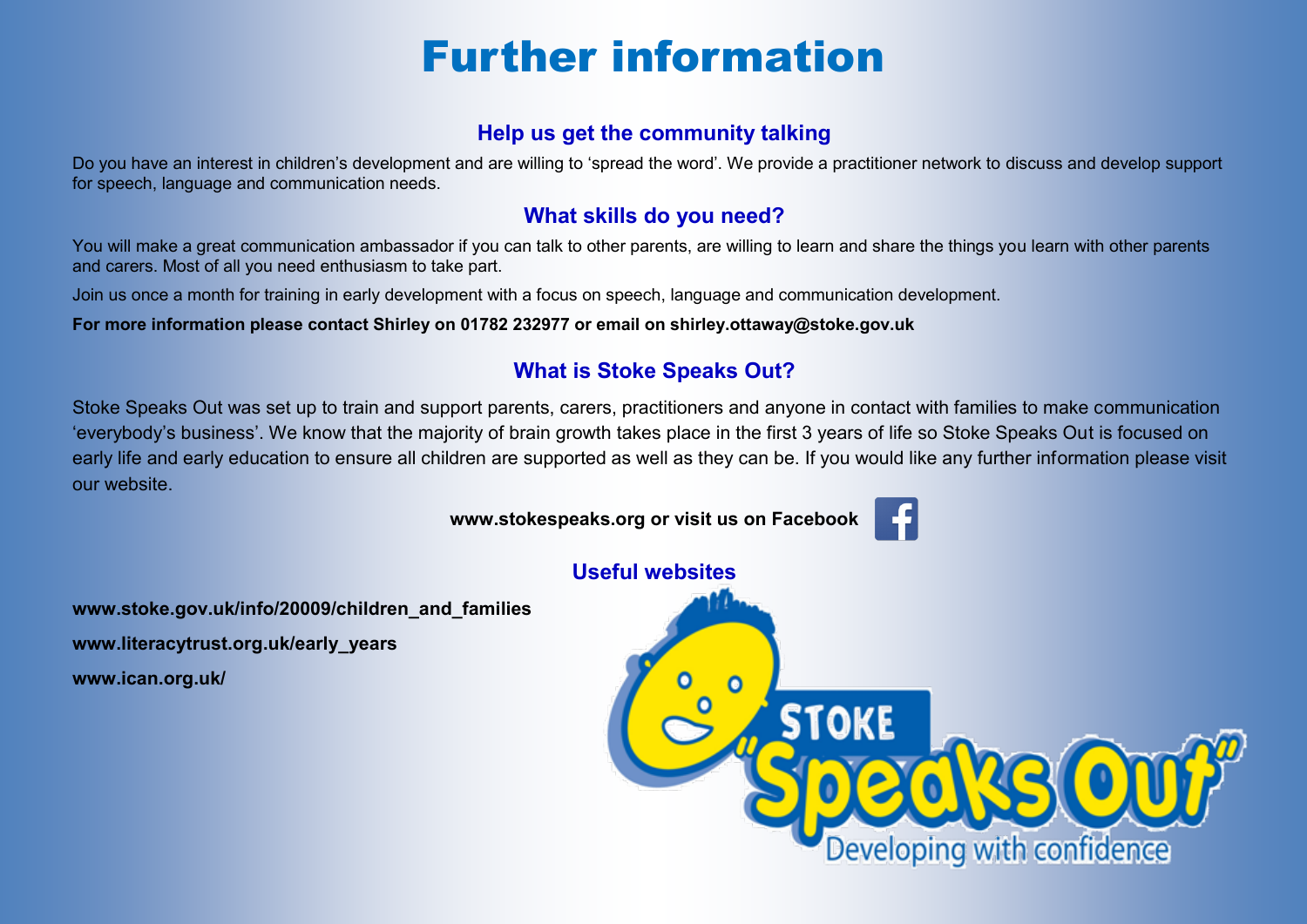# Further information

## Help us get the community talking

Do you have an interest in children's development and are willing to 'spread the word'. We provide a practitioner network to discuss and develop support for speech, language and communication needs.

## What skills do you need?

You will make a great communication ambassador if you can talk to other parents, are willing to learn and share the things you learn with other parents and carers. Most of all you need enthusiasm to take part.

Join us once a month for training in early development with a focus on speech, language and communication development.

**For more information please contact Shirley on 01782 232977 or email on shirley.ottaway@stoke.gov.uk**

## What is Stoke Speaks Out?

Stoke Speaks Out was set up to train and support parents, carers, practitioners and anyone in contact with families to make communication 'everybody's business'. We know that the majority of brain growth takes place in the first 3 years of life so Stoke Speaks Out is focused on early life and early education to ensure all children are supported as well as they can be. If you would like any further information please visit our website.

**www.stokespeaks.org or visit us on Facebook**

## Useful websites

**www.stoke.gov.uk/info/20009/children_and_families**

**www.literacytrust.org.uk/early_years**

**www.ican.org.uk/**

STOKE "Speaks Out"

Developing with confidence